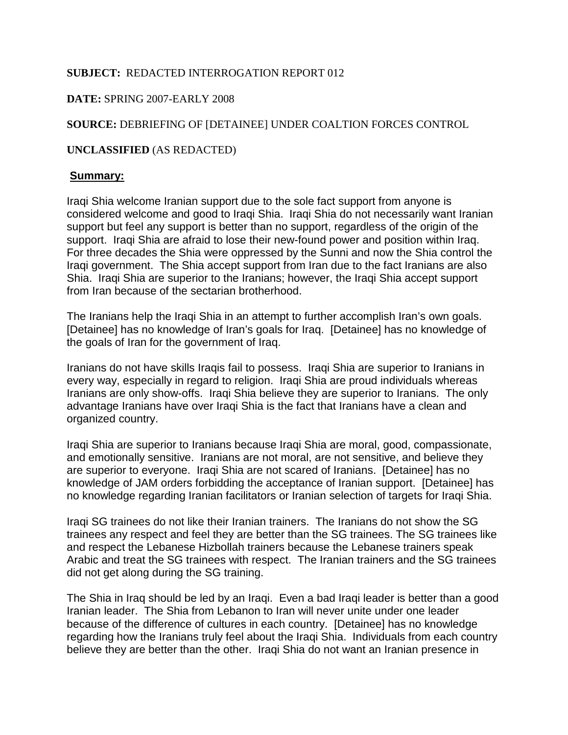**SUBJECT:** REDACTED INTERROGATION REPORT 012

**DATE:** SPRING 2007-EARLY 2008

**SOURCE:** DEBRIEFING OF [DETAINEE] UNDER COALTION FORCES CONTROL

**UNCLASSIFIED** (AS REDACTED)

**Summary:**

Iraqi Shia welcome Iranian support due to the sole fact support from anyone is considered welcome and good to Iraqi Shia. Iraqi Shia do not necessarily want Iranian support but feel any support is better than no support, regardless of the origin of the support. Iraqi Shia are afraid to lose their new-found power and position within Iraq. For three decades the Shia were oppressed by the Sunni and now the Shia control the Iraqi government. The Shia accept support from Iran due to the fact Iranians are also Shia. Iraqi Shia are superior to the Iranians; however, the Iraqi Shia accept support from Iran because of the sectarian brotherhood.

The Iranians help the Iraqi Shia in an attempt to further accomplish Iran's own goals. [Detainee] has no knowledge of Iran's goals for Iraq. [Detainee] has no knowledge of the goals of Iran for the government of Iraq.

Iranians do not have skills Iraqis fail to possess. Iraqi Shia are superior to Iranians in every way, especially in regard to religion. Iraqi Shia are proud individuals whereas Iranians are only show-offs. Iraqi Shia believe they are superior to Iranians. The only advantage Iranians have over Iraqi Shia is the fact that Iranians have a clean and organized country.

Iraqi Shia are superior to Iranians because Iraqi Shia are moral, good, compassionate, and emotionally sensitive. Iranians are not moral, are not sensitive, and believe they are superior to everyone. Iraqi Shia are not scared of Iranians. [Detainee] has no knowledge of JAM orders forbidding the acceptance of Iranian support. [Detainee] has no knowledge regarding Iranian facilitators or Iranian selection of targets for Iraqi Shia.

Iraqi SG trainees do not like their Iranian trainers. The Iranians do not show the SG trainees any respect and feel they are better than the SG trainees. The SG trainees like and respect the Lebanese Hizbollah trainers because the Lebanese trainers speak Arabic and treat the SG trainees with respect. The Iranian trainers and the SG trainees did not get along during the SG training.

The Shia in Iraq should be led by an Iraqi. Even a bad Iraqi leader is better than a good Iranian leader. The Shia from Lebanon to Iran will never unite under one leader because of the difference of cultures in each country. [Detainee] has no knowledge regarding how the Iranians truly feel about the Iraqi Shia. Individuals from each country believe they are better than the other. Iraqi Shia do not want an Iranian presence in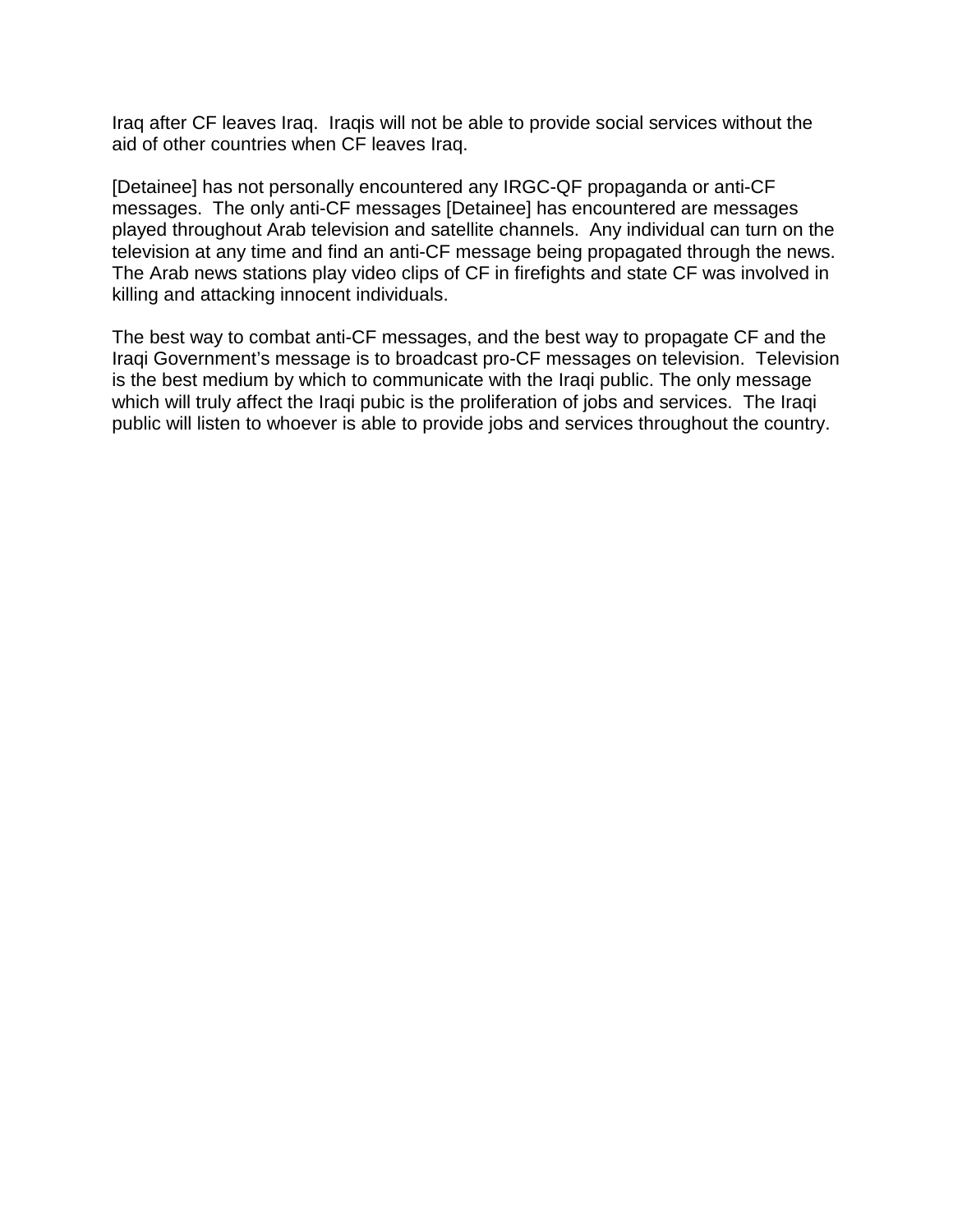Iraq after CF leaves Iraq.  Iraqis will not be able to provide social services without the aid of other countries when CF leaves Iraq.

[Detainee] has not personally encountered any IRGC-QF propaganda or anti-CF messages.  The only anti-CF messages [Detainee] has encountered are messages played throughout Arab television and satellite channels.  Any individual can turn on the television at any time and find an anti-CF message being propagated through the news.  The Arab news stations play video clips of CF in firefights and state CF was involved in killing and attacking innocent individuals.

The best way to combat anti-CF messages, and the best way to propagate CF and the Iraqi Government's message is to broadcast pro-CF messages on television.  Television is the best medium by which to communicate with the Iraqi public. The only message which will truly affect the Iraqi pubic is the proliferation of jobs and services.  The Iraqi public will listen to whoever is able to provide jobs and services throughout the country.